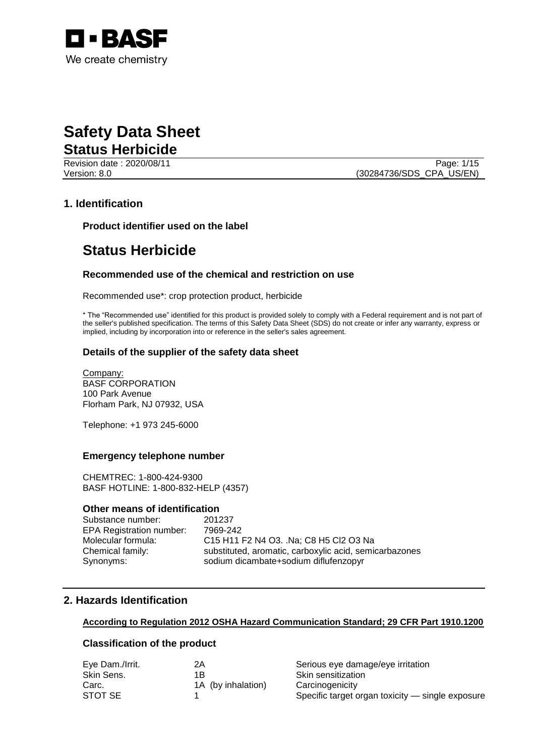# Safety Data Sheet
## Status Herbicide

Revision date : 2020/08/11
Version: 8.0

(30284736/SDS_CPA_US/EN)

## 1. Identification

### Product identifier used on the label

# Status Herbicide

### Recommended use of the chemical and restriction on use

Recommended use*: crop protection product, herbicide

* The "Recommended use" identified for this product is provided solely to comply with a Federal requirement and is not part of the seller's published specification. The terms of this Safety Data Sheet (SDS) do not create or infer any warranty, express or implied, including by incorporation into or reference in the seller's sales agreement.

### Details of the supplier of the safety data sheet

Company:
BASF CORPORATION
100 Park Avenue
Florham Park, NJ 07932, USA

Telephone: +1 973 245-6000

### Emergency telephone number

CHEMTREC: 1-800-424-9300
BASF HOTLINE: 1-800-832-HELP (4357)

### Other means of identification

| | |
|---|---|
| Substance number: | 201237 |
| EPA Registration number: | 7969-242 |
| Molecular formula: | C15 H11 F2 N4 O3. .Na; C8 H5 Cl2 O3 Na |
| Chemical family: | substituted, aromatic, carboxylic acid, semicarbazones |
| Synonyms: | sodium dicambate+sodium diflufenzopyr |

## 2. Hazards Identification

**According to Regulation 2012 OSHA Hazard Communication Standard; 29 CFR Part 1910.1200**

### Classification of the product

| | | |
|---|---|---|
| Eye Dam./Irrit. | 2A | Serious eye damage/eye irritation |
| Skin Sens. | 1B | Skin sensitization |
| Carc. | 1A (by inhalation) | Carcinogenicity |
| STOT SE | 1 | Specific target organ toxicity — single exposure |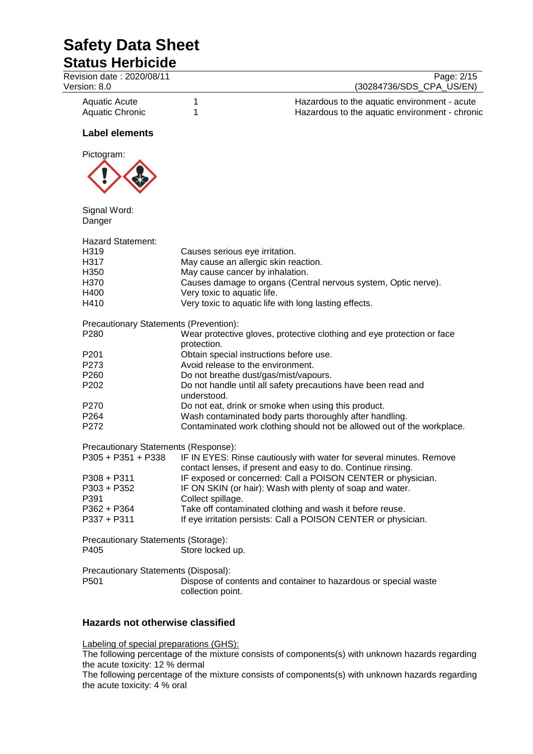| | | |
|---|---|---|
| Aquatic Acute | 1 | Hazardous to the aquatic environment - acute |
| Aquatic Chronic | 1 | Hazardous to the aquatic environment - chronic |

## Label elements

Pictogram:

Signal Word:
Danger

Hazard Statement:

| | |
|---|---|
| H319 | Causes serious eye irritation. |
| H317 | May cause an allergic skin reaction. |
| H350 | May cause cancer by inhalation. |
| H370 | Causes damage to organs (Central nervous system, Optic nerve). |
| H400 | Very toxic to aquatic life. |
| H410 | Very toxic to aquatic life with long lasting effects. |

Precautionary Statements (Prevention):

| | |
|---|---|
| P280 | Wear protective gloves, protective clothing and eye protection or face protection. |
| P201 | Obtain special instructions before use. |
| P273 | Avoid release to the environment. |
| P260 | Do not breathe dust/gas/mist/vapours. |
| P202 | Do not handle until all safety precautions have been read and understood. |
| P270 | Do not eat, drink or smoke when using this product. |
| P264 | Wash contaminated body parts thoroughly after handling. |
| P272 | Contaminated work clothing should not be allowed out of the workplace. |

Precautionary Statements (Response):

| | |
|---|---|
| P305 + P351 + P338 | IF IN EYES: Rinse cautiously with water for several minutes. Remove contact lenses, if present and easy to do. Continue rinsing. |
| P308 + P311 | IF exposed or concerned: Call a POISON CENTER or physician. |
| P303 + P352 | IF ON SKIN (or hair): Wash with plenty of soap and water. |
| P391 | Collect spillage. |
| P362 + P364 | Take off contaminated clothing and wash it before reuse. |
| P337 + P311 | If eye irritation persists: Call a POISON CENTER or physician. |

Precautionary Statements (Storage):

| | |
|---|---|
| P405 | Store locked up. |

Precautionary Statements (Disposal):

| | |
|---|---|
| P501 | Dispose of contents and container to hazardous or special waste collection point. |

## Hazards not otherwise classified

Labeling of special preparations (GHS):
The following percentage of the mixture consists of components(s) with unknown hazards regarding the acute toxicity: 12 % dermal
The following percentage of the mixture consists of components(s) with unknown hazards regarding the acute toxicity: 4 % oral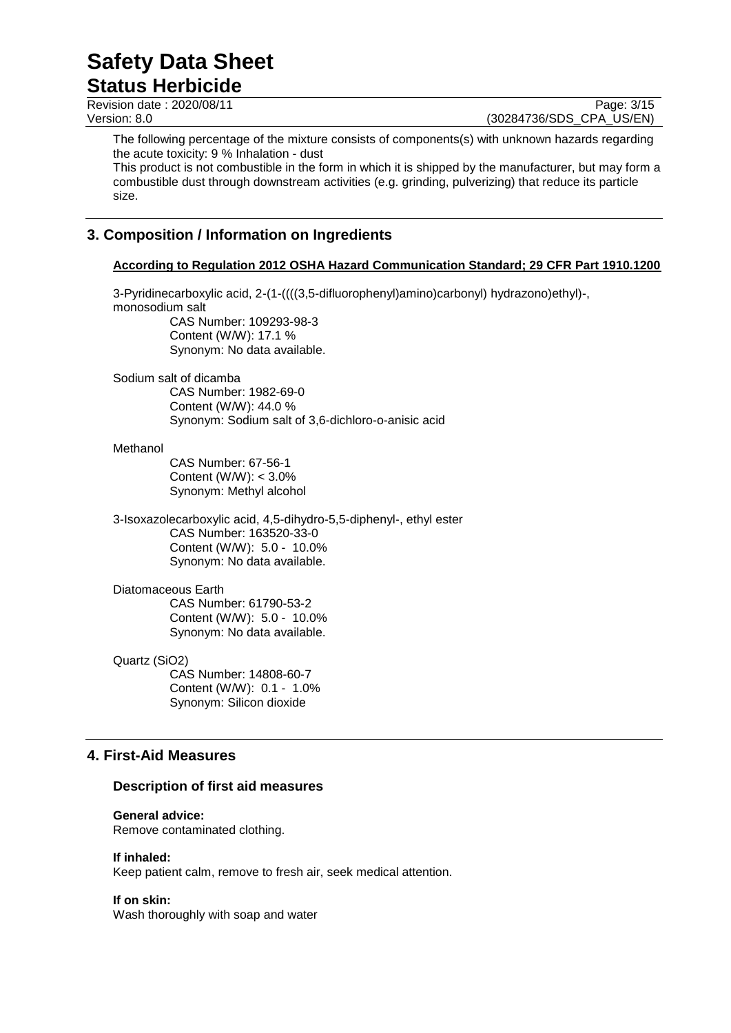The following percentage of the mixture consists of components(s) with unknown hazards regarding the acute toxicity: 9 % Inhalation - dust

This product is not combustible in the form in which it is shipped by the manufacturer, but may form a combustible dust through downstream activities (e.g. grinding, pulverizing) that reduce its particle size.

## 3. Composition / Information on Ingredients

**According to Regulation 2012 OSHA Hazard Communication Standard; 29 CFR Part 1910.1200**

3-Pyridinecarboxylic acid, 2-(1-((((3,5-difluorophenyl)amino)carbonyl) hydrazono)ethyl)-, monosodium salt

CAS Number: 109293-98-3
Content (W/W): 17.1 %
Synonym: No data available.

Sodium salt of dicamba

CAS Number: 1982-69-0
Content (W/W): 44.0 %
Synonym: Sodium salt of 3,6-dichloro-o-anisic acid

Methanol

CAS Number: 67-56-1
Content (W/W): < 3.0%
Synonym: Methyl alcohol

3-Isoxazolecarboxylic acid, 4,5-dihydro-5,5-diphenyl-, ethyl ester

CAS Number: 163520-33-0
Content (W/W): 5.0 - 10.0%
Synonym: No data available.

Diatomaceous Earth

CAS Number: 61790-53-2
Content (W/W): 5.0 - 10.0%
Synonym: No data available.

Quartz ($SiO_2$)

CAS Number: 14808-60-7
Content (W/W): 0.1 - 1.0%
Synonym: Silicon dioxide

## 4. First-Aid Measures

### Description of first aid measures

**General advice:**
Remove contaminated clothing.

**If inhaled:**
Keep patient calm, remove to fresh air, seek medical attention.

**If on skin:**
Wash thoroughly with soap and water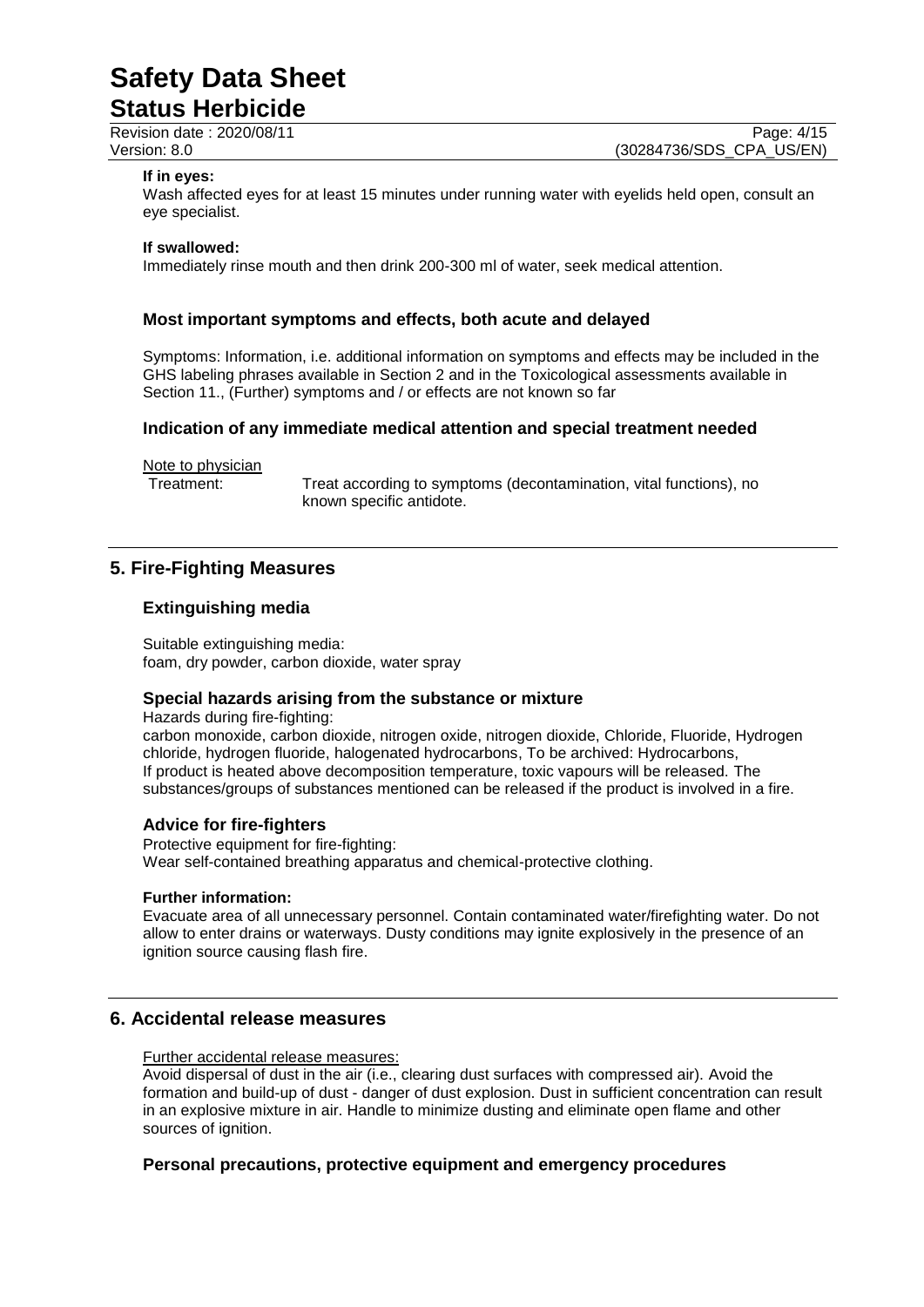**If in eyes:**
Wash affected eyes for at least 15 minutes under running water with eyelids held open, consult an eye specialist.

**If swallowed:**
Immediately rinse mouth and then drink 200-300 ml of water, seek medical attention.

### Most important symptoms and effects, both acute and delayed

Symptoms: Information, i.e. additional information on symptoms and effects may be included in the GHS labeling phrases available in Section 2 and in the Toxicological assessments available in Section 11., (Further) symptoms and / or effects are not known so far

### Indication of any immediate medical attention and special treatment needed

Note to physician

Treatment: Treat according to symptoms (decontamination, vital functions), no known specific antidote.

## 5. Fire-Fighting Measures

### Extinguishing media

Suitable extinguishing media:
foam, dry powder, carbon dioxide, water spray

### Special hazards arising from the substance or mixture

Hazards during fire-fighting:
carbon monoxide, carbon dioxide, nitrogen oxide, nitrogen dioxide, Chloride, Fluoride, Hydrogen chloride, hydrogen fluoride, halogenated hydrocarbons, To be archived: Hydrocarbons,
If product is heated above decomposition temperature, toxic vapours will be released. The substances/groups of substances mentioned can be released if the product is involved in a fire.

### Advice for fire-fighters

Protective equipment for fire-fighting:
Wear self-contained breathing apparatus and chemical-protective clothing.

**Further information:**
Evacuate area of all unnecessary personnel. Contain contaminated water/firefighting water. Do not allow to enter drains or waterways. Dusty conditions may ignite explosively in the presence of an ignition source causing flash fire.

## 6. Accidental release measures

Further accidental release measures:
Avoid dispersal of dust in the air (i.e., clearing dust surfaces with compressed air). Avoid the formation and build-up of dust - danger of dust explosion. Dust in sufficient concentration can result in an explosive mixture in air. Handle to minimize dusting and eliminate open flame and other sources of ignition.

### Personal precautions, protective equipment and emergency procedures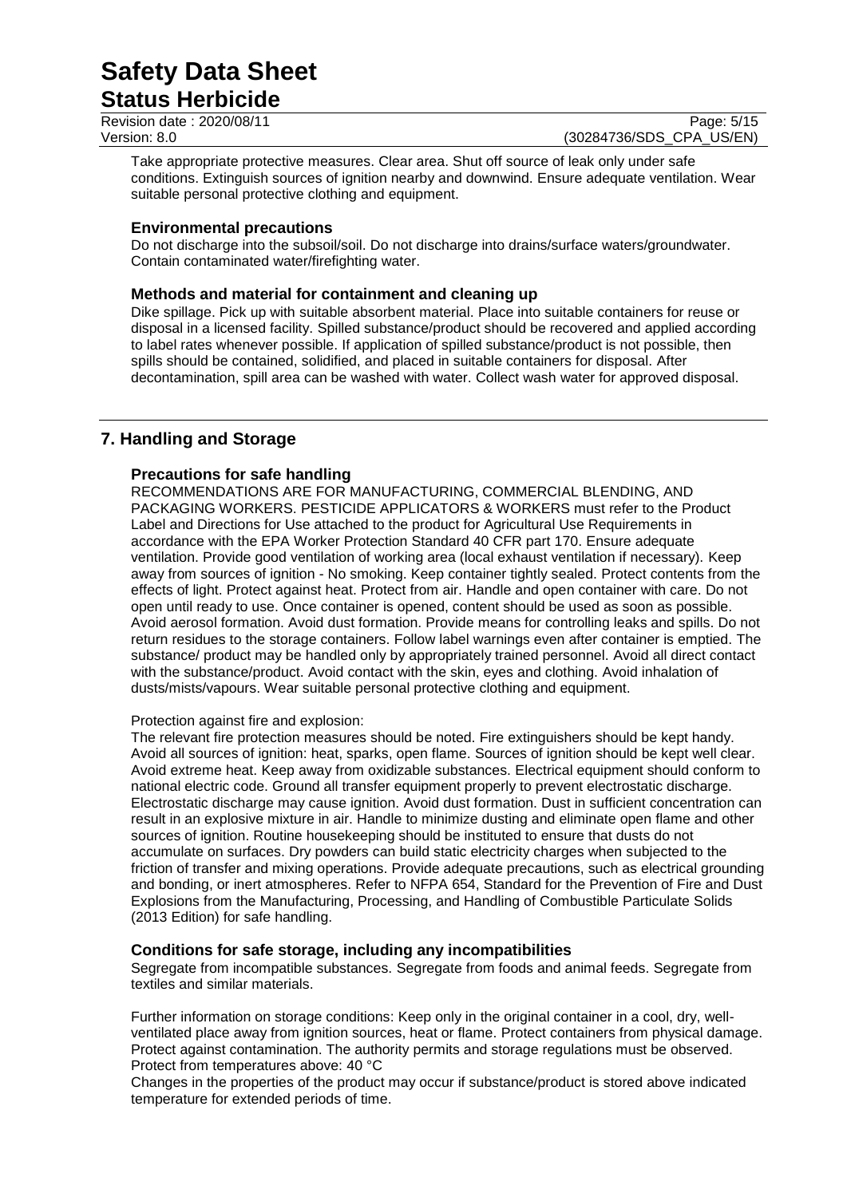Take appropriate protective measures. Clear area. Shut off source of leak only under safe conditions. Extinguish sources of ignition nearby and downwind. Ensure adequate ventilation. Wear suitable personal protective clothing and equipment.

### Environmental precautions

Do not discharge into the subsoil/soil. Do not discharge into drains/surface waters/groundwater. Contain contaminated water/firefighting water.

### Methods and material for containment and cleaning up

Dike spillage. Pick up with suitable absorbent material. Place into suitable containers for reuse or disposal in a licensed facility. Spilled substance/product should be recovered and applied according to label rates whenever possible. If application of spilled substance/product is not possible, then spills should be contained, solidified, and placed in suitable containers for disposal. After decontamination, spill area can be washed with water. Collect wash water for approved disposal.

## 7. Handling and Storage

### Precautions for safe handling

RECOMMENDATIONS ARE FOR MANUFACTURING, COMMERCIAL BLENDING, AND PACKAGING WORKERS. PESTICIDE APPLICATORS & WORKERS must refer to the Product Label and Directions for Use attached to the product for Agricultural Use Requirements in accordance with the EPA Worker Protection Standard 40 CFR part 170. Ensure adequate ventilation. Provide good ventilation of working area (local exhaust ventilation if necessary). Keep away from sources of ignition - No smoking. Keep container tightly sealed. Protect contents from the effects of light. Protect against heat. Protect from air. Handle and open container with care. Do not open until ready to use. Once container is opened, content should be used as soon as possible. Avoid aerosol formation. Avoid dust formation. Provide means for controlling leaks and spills. Do not return residues to the storage containers. Follow label warnings even after container is emptied. The substance/ product may be handled only by appropriately trained personnel. Avoid all direct contact with the substance/product. Avoid contact with the skin, eyes and clothing. Avoid inhalation of dusts/mists/vapours. Wear suitable personal protective clothing and equipment.

Protection against fire and explosion:

The relevant fire protection measures should be noted. Fire extinguishers should be kept handy. Avoid all sources of ignition: heat, sparks, open flame. Sources of ignition should be kept well clear. Avoid extreme heat. Keep away from oxidizable substances. Electrical equipment should conform to national electric code. Ground all transfer equipment properly to prevent electrostatic discharge. Electrostatic discharge may cause ignition. Avoid dust formation. Dust in sufficient concentration can result in an explosive mixture in air. Handle to minimize dusting and eliminate open flame and other sources of ignition. Routine housekeeping should be instituted to ensure that dusts do not accumulate on surfaces. Dry powders can build static electricity charges when subjected to the friction of transfer and mixing operations. Provide adequate precautions, such as electrical grounding and bonding, or inert atmospheres. Refer to NFPA 654, Standard for the Prevention of Fire and Dust Explosions from the Manufacturing, Processing, and Handling of Combustible Particulate Solids (2013 Edition) for safe handling.

### Conditions for safe storage, including any incompatibilities

Segregate from incompatible substances. Segregate from foods and animal feeds. Segregate from textiles and similar materials.

Further information on storage conditions: Keep only in the original container in a cool, dry, well-ventilated place away from ignition sources, heat or flame. Protect containers from physical damage. Protect against contamination. The authority permits and storage regulations must be observed. Protect from temperatures above: 40 °C

Changes in the properties of the product may occur if substance/product is stored above indicated temperature for extended periods of time.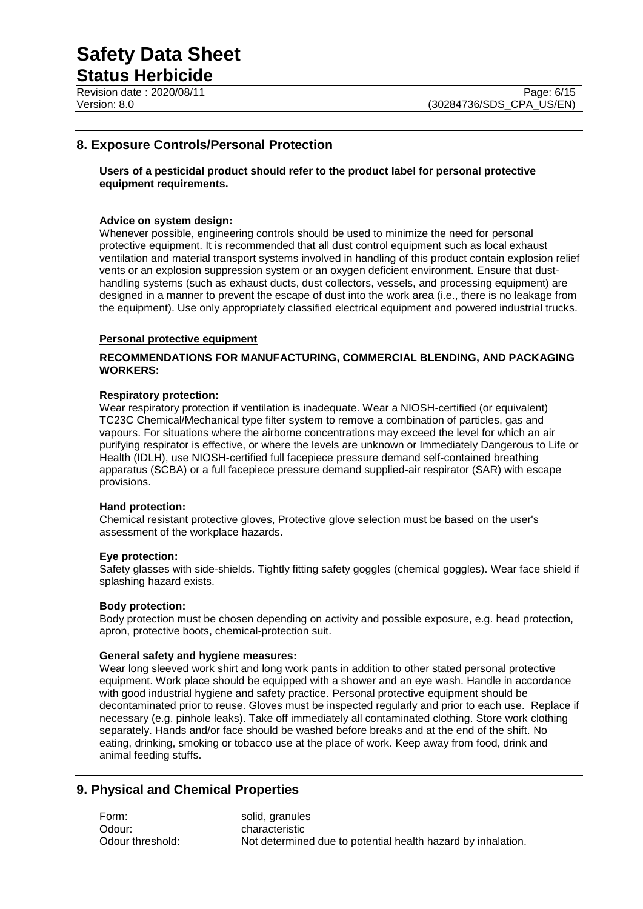## 8. Exposure Controls/Personal Protection

**Users of a pesticidal product should refer to the product label for personal protective equipment requirements.**

**Advice on system design:**
Whenever possible, engineering controls should be used to minimize the need for personal protective equipment. It is recommended that all dust control equipment such as local exhaust ventilation and material transport systems involved in handling of this product contain explosion relief vents or an explosion suppression system or an oxygen deficient environment. Ensure that dust-handling systems (such as exhaust ducts, dust collectors, vessels, and processing equipment) are designed in a manner to prevent the escape of dust into the work area (i.e., there is no leakage from the equipment). Use only appropriately classified electrical equipment and powered industrial trucks.

**Personal protective equipment**

**RECOMMENDATIONS FOR MANUFACTURING, COMMERCIAL BLENDING, AND PACKAGING WORKERS:**

**Respiratory protection:**
Wear respiratory protection if ventilation is inadequate. Wear a NIOSH-certified (or equivalent) TC23C Chemical/Mechanical type filter system to remove a combination of particles, gas and vapours. For situations where the airborne concentrations may exceed the level for which an air purifying respirator is effective, or where the levels are unknown or Immediately Dangerous to Life or Health (IDLH), use NIOSH-certified full facepiece pressure demand self-contained breathing apparatus (SCBA) or a full facepiece pressure demand supplied-air respirator (SAR) with escape provisions.

**Hand protection:**
Chemical resistant protective gloves, Protective glove selection must be based on the user's assessment of the workplace hazards.

**Eye protection:**
Safety glasses with side-shields. Tightly fitting safety goggles (chemical goggles). Wear face shield if splashing hazard exists.

**Body protection:**
Body protection must be chosen depending on activity and possible exposure, e.g. head protection, apron, protective boots, chemical-protection suit.

**General safety and hygiene measures:**
Wear long sleeved work shirt and long work pants in addition to other stated personal protective equipment. Work place should be equipped with a shower and an eye wash. Handle in accordance with good industrial hygiene and safety practice. Personal protective equipment should be decontaminated prior to reuse. Gloves must be inspected regularly and prior to each use. Replace if necessary (e.g. pinhole leaks). Take off immediately all contaminated clothing. Store work clothing separately. Hands and/or face should be washed before breaks and at the end of the shift. No eating, drinking, smoking or tobacco use at the place of work. Keep away from food, drink and animal feeding stuffs.

## 9. Physical and Chemical Properties

| | |
|---|---|
| Form: | solid, granules |
| Odour: | characteristic |
| Odour threshold: | Not determined due to potential health hazard by inhalation. |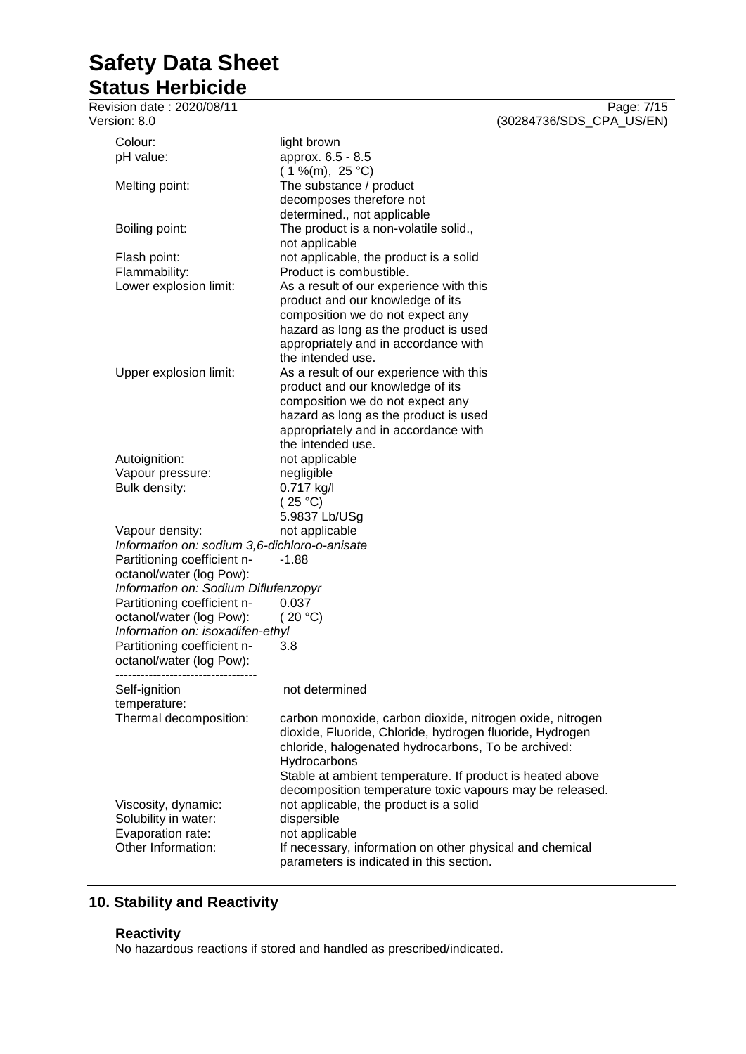| | |
|---|---|
| Colour: | light brown |
| pH value: | approx. 6.5 - 8.5<br>( 1 %(m), 25 °C) |
| Melting point: | The substance / product decomposes therefore not determined., not applicable |
| Boiling point: | The product is a non-volatile solid., not applicable |
| Flash point: | not applicable, the product is a solid |
| Flammability: | Product is combustible. |
| Lower explosion limit: | As a result of our experience with this product and our knowledge of its composition we do not expect any hazard as long as the product is used appropriately and in accordance with the intended use. |
| Upper explosion limit: | As a result of our experience with this product and our knowledge of its composition we do not expect any hazard as long as the product is used appropriately and in accordance with the intended use. |
| Autoignition: | not applicable |
| Vapour pressure: | negligible |
| Bulk density: | 0.717 kg/l<br>( 25 °C)<br>5.9837 Lb/USg |
| Vapour density: | not applicable |

*Information on: sodium 3,6-dichloro-o-anisate*

| | |
|---|---|
| Partitioning coefficient n-octanol/water (log Pow): | -1.88 |

*Information on: Sodium Diflufenzopyr*

| | |
|---|---|
| Partitioning coefficient n-octanol/water (log Pow): | 0.037<br>( 20 °C) |

*Information on: isoxadifen-ethyl*

| | |
|---|---|
| Partitioning coefficient n-octanol/water (log Pow): | 3.8 |

----------------------------------

| | |
|---|---|
| Self-ignition temperature: | not determined |
| Thermal decomposition: | carbon monoxide, carbon dioxide, nitrogen oxide, nitrogen dioxide, Fluoride, Chloride, hydrogen fluoride, Hydrogen chloride, halogenated hydrocarbons, To be archived: Hydrocarbons<br>Stable at ambient temperature. If product is heated above decomposition temperature toxic vapours may be released. |
| Viscosity, dynamic: | not applicable, the product is a solid |
| Solubility in water: | dispersible |
| Evaporation rate: | not applicable |
| Other Information: | If necessary, information on other physical and chemical parameters is indicated in this section. |

## 10. Stability and Reactivity

### Reactivity

No hazardous reactions if stored and handled as prescribed/indicated.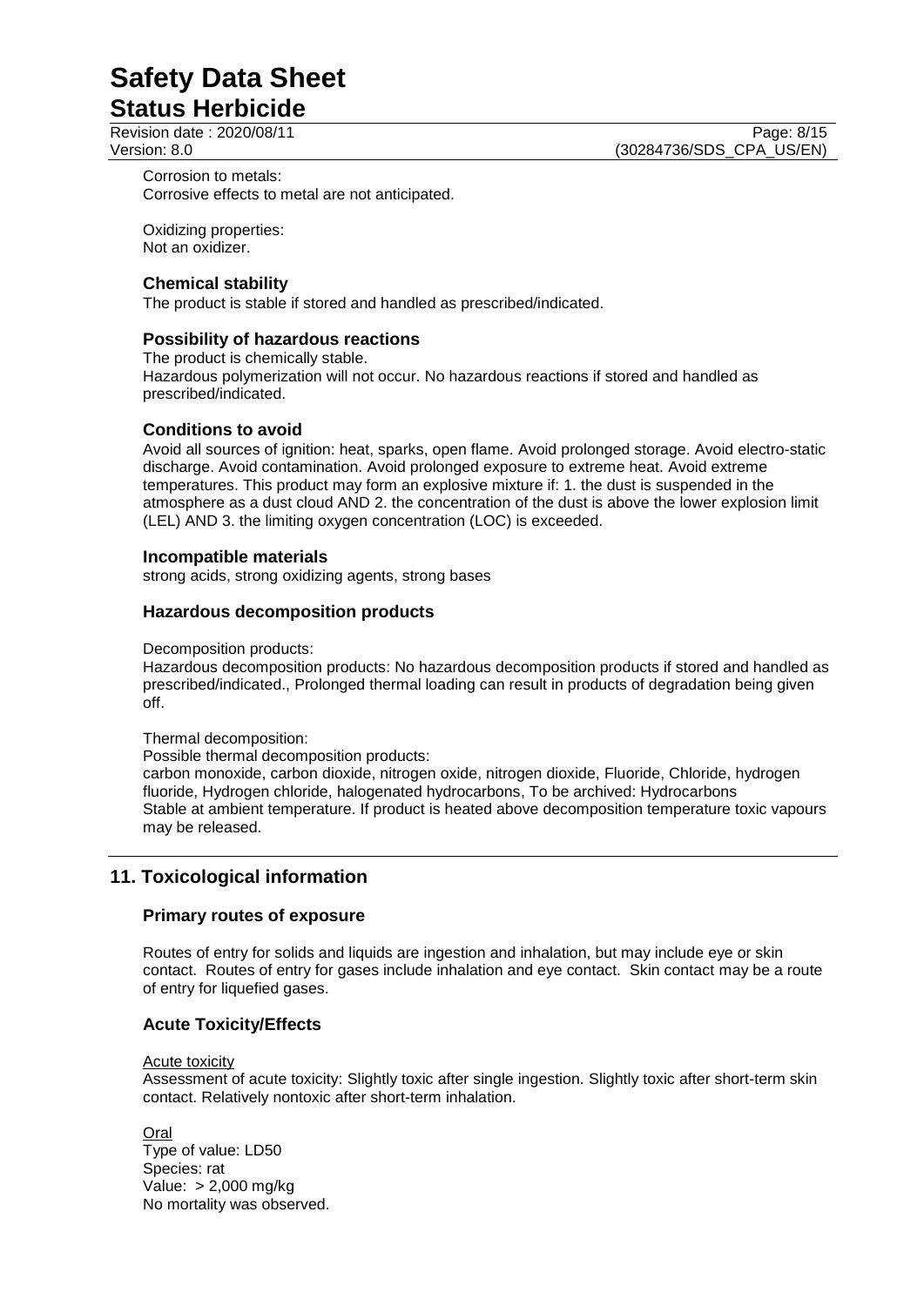Corrosion to metals:
Corrosive effects to metal are not anticipated.

Oxidizing properties:
Not an oxidizer.

### Chemical stability

The product is stable if stored and handled as prescribed/indicated.

### Possibility of hazardous reactions

The product is chemically stable.
Hazardous polymerization will not occur. No hazardous reactions if stored and handled as prescribed/indicated.

### Conditions to avoid

Avoid all sources of ignition: heat, sparks, open flame. Avoid prolonged storage. Avoid electro-static discharge. Avoid contamination. Avoid prolonged exposure to extreme heat. Avoid extreme temperatures. This product may form an explosive mixture if: 1. the dust is suspended in the atmosphere as a dust cloud AND 2. the concentration of the dust is above the lower explosion limit (LEL) AND 3. the limiting oxygen concentration (LOC) is exceeded.

### Incompatible materials

strong acids, strong oxidizing agents, strong bases

### Hazardous decomposition products

Decomposition products:
Hazardous decomposition products: No hazardous decomposition products if stored and handled as prescribed/indicated., Prolonged thermal loading can result in products of degradation being given off.

Thermal decomposition:
Possible thermal decomposition products:
carbon monoxide, carbon dioxide, nitrogen oxide, nitrogen dioxide, Fluoride, Chloride, hydrogen fluoride, Hydrogen chloride, halogenated hydrocarbons, To be archived: Hydrocarbons
Stable at ambient temperature. If product is heated above decomposition temperature toxic vapours may be released.

## 11. Toxicological information

### Primary routes of exposure

Routes of entry for solids and liquids are ingestion and inhalation, but may include eye or skin contact. Routes of entry for gases include inhalation and eye contact. Skin contact may be a route of entry for liquefied gases.

### Acute Toxicity/Effects

Acute toxicity
Assessment of acute toxicity: Slightly toxic after single ingestion. Slightly toxic after short-term skin contact. Relatively nontoxic after short-term inhalation.

Oral
Type of value: LD50
Species: rat
Value: > 2,000 mg/kg
No mortality was observed.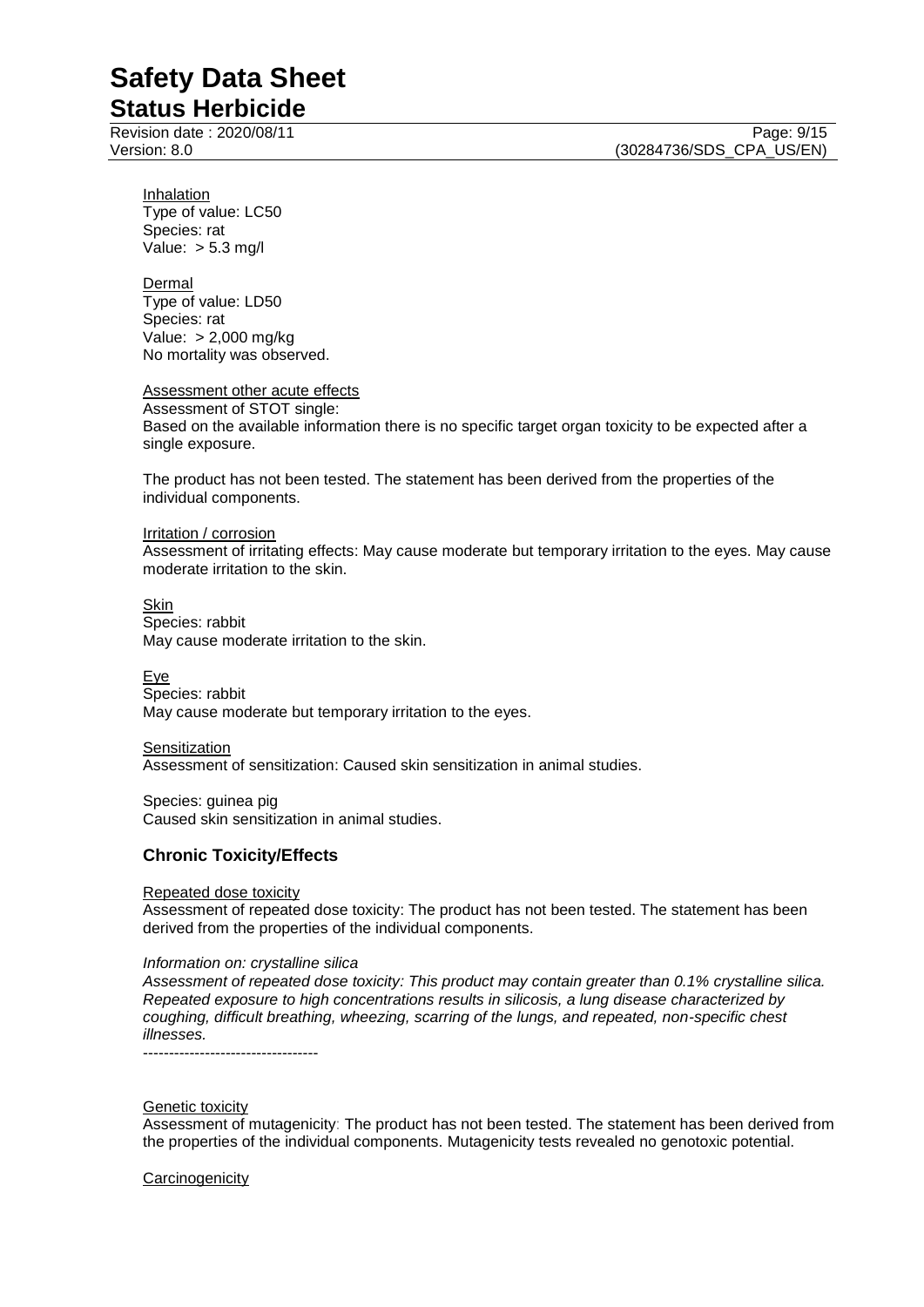Inhalation
Type of value: LC50
Species: rat
Value: > 5.3 mg/l

Dermal
Type of value: LD50
Species: rat
Value: > 2,000 mg/kg
No mortality was observed.

Assessment other acute effects
Assessment of STOT single:
Based on the available information there is no specific target organ toxicity to be expected after a single exposure.

The product has not been tested. The statement has been derived from the properties of the individual components.

Irritation / corrosion
Assessment of irritating effects: May cause moderate but temporary irritation to the eyes. May cause moderate irritation to the skin.

Skin
Species: rabbit
May cause moderate irritation to the skin.

Eye
Species: rabbit
May cause moderate but temporary irritation to the eyes.

Sensitization
Assessment of sensitization: Caused skin sensitization in animal studies.

Species: guinea pig
Caused skin sensitization in animal studies.

## Chronic Toxicity/Effects

Repeated dose toxicity
Assessment of repeated dose toxicity: The product has not been tested. The statement has been derived from the properties of the individual components.

*Information on: crystalline silica*
*Assessment of repeated dose toxicity: This product may contain greater than 0.1% crystalline silica. Repeated exposure to high concentrations results in silicosis, a lung disease characterized by coughing, difficult breathing, wheezing, scarring of the lungs, and repeated, non-specific chest illnesses.*
----------------------------------

Genetic toxicity
Assessment of mutagenicity: The product has not been tested. The statement has been derived from the properties of the individual components. Mutagenicity tests revealed no genotoxic potential.

Carcinogenicity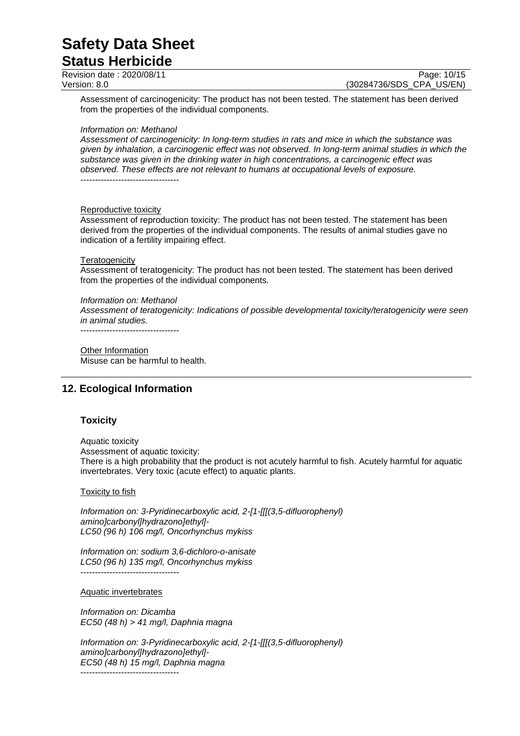Assessment of carcinogenicity: The product has not been tested. The statement has been derived from the properties of the individual components.

*Information on: Methanol*
*Assessment of carcinogenicity: In long-term studies in rats and mice in which the substance was given by inhalation, a carcinogenic effect was not observed. In long-term animal studies in which the substance was given in the drinking water in high concentrations, a carcinogenic effect was observed. These effects are not relevant to humans at occupational levels of exposure.*
----------------------------------

Reproductive toxicity
Assessment of reproduction toxicity: The product has not been tested. The statement has been derived from the properties of the individual components. The results of animal studies gave no indication of a fertility impairing effect.

Teratogenicity
Assessment of teratogenicity: The product has not been tested. The statement has been derived from the properties of the individual components.

*Information on: Methanol*
*Assessment of teratogenicity: Indications of possible developmental toxicity/teratogenicity were seen in animal studies.*
----------------------------------

Other Information
Misuse can be harmful to health.

## 12. Ecological Information

### Toxicity

Aquatic toxicity
Assessment of aquatic toxicity:
There is a high probability that the product is not acutely harmful to fish. Acutely harmful for aquatic invertebrates. Very toxic (acute effect) to aquatic plants.

Toxicity to fish

*Information on: 3-Pyridinecarboxylic acid, 2-[1-[[[(3,5-difluorophenyl) amino]carbonyl]hydrazono]ethyl]-*
*LC50 (96 h) 106 mg/l, Oncorhynchus mykiss*

*Information on: sodium 3,6-dichloro-o-anisate*
*LC50 (96 h) 135 mg/l, Oncorhynchus mykiss*
----------------------------------

Aquatic invertebrates

*Information on: Dicamba*
*EC50 (48 h) > 41 mg/l, Daphnia magna*

*Information on: 3-Pyridinecarboxylic acid, 2-[1-[[[(3,5-difluorophenyl) amino]carbonyl]hydrazono]ethyl]-*
*EC50 (48 h) 15 mg/l, Daphnia magna*
----------------------------------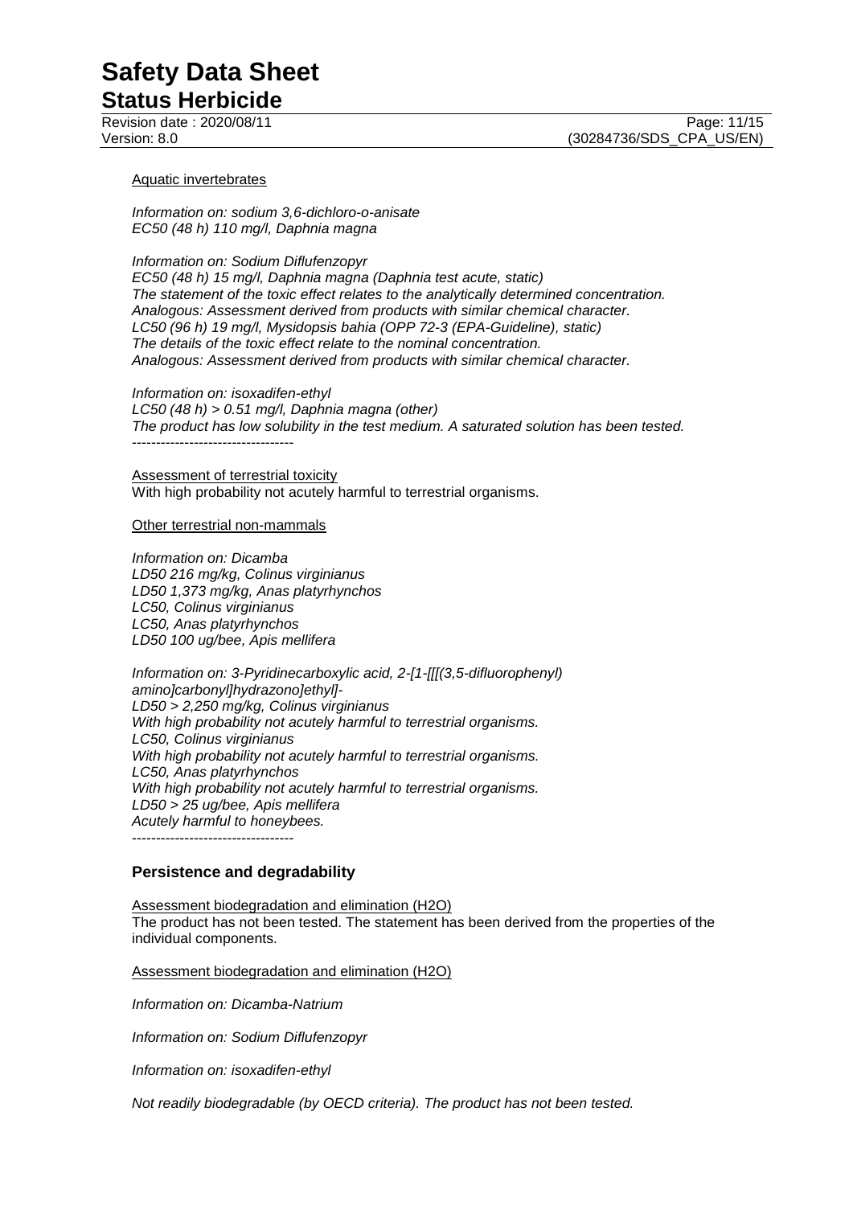Aquatic invertebrates

*Information on: sodium 3,6-dichloro-o-anisate*
*EC50 (48 h) 110 mg/l, Daphnia magna*

*Information on: Sodium Diflufenzopyr*
*EC50 (48 h) 15 mg/l, Daphnia magna (Daphnia test acute, static)*
*The statement of the toxic effect relates to the analytically determined concentration.*
*Analogous: Assessment derived from products with similar chemical character.*
*LC50 (96 h) 19 mg/l, Mysidopsis bahia (OPP 72-3 (EPA-Guideline), static)*
*The details of the toxic effect relate to the nominal concentration.*
*Analogous: Assessment derived from products with similar chemical character.*

*Information on: isoxadifen-ethyl*
*LC50 (48 h) > 0.51 mg/l, Daphnia magna (other)*
*The product has low solubility in the test medium. A saturated solution has been tested.*
----------------------------------

Assessment of terrestrial toxicity
With high probability not acutely harmful to terrestrial organisms.

Other terrestrial non-mammals

*Information on: Dicamba*
*LD50 216 mg/kg, Colinus virginianus*
*LD50 1,373 mg/kg, Anas platyrhynchos*
*LC50, Colinus virginianus*
*LC50, Anas platyrhynchos*
*LD50 100 ug/bee, Apis mellifera*

*Information on: 3-Pyridinecarboxylic acid, 2-[1-[[[(3,5-difluorophenyl) amino]carbonyl]hydrazono]ethyl]-*
*LD50 > 2,250 mg/kg, Colinus virginianus*
*With high probability not acutely harmful to terrestrial organisms.*
*LC50, Colinus virginianus*
*With high probability not acutely harmful to terrestrial organisms.*
*LC50, Anas platyrhynchos*
*With high probability not acutely harmful to terrestrial organisms.*
*LD50 > 25 ug/bee, Apis mellifera*
*Acutely harmful to honeybees.*
----------------------------------

## Persistence and degradability

Assessment biodegradation and elimination (H2O)
The product has not been tested. The statement has been derived from the properties of the individual components.

Assessment biodegradation and elimination (H2O)

*Information on: Dicamba-Natrium*

*Information on: Sodium Diflufenzopyr*

*Information on: isoxadifen-ethyl*

*Not readily biodegradable (by OECD criteria). The product has not been tested.*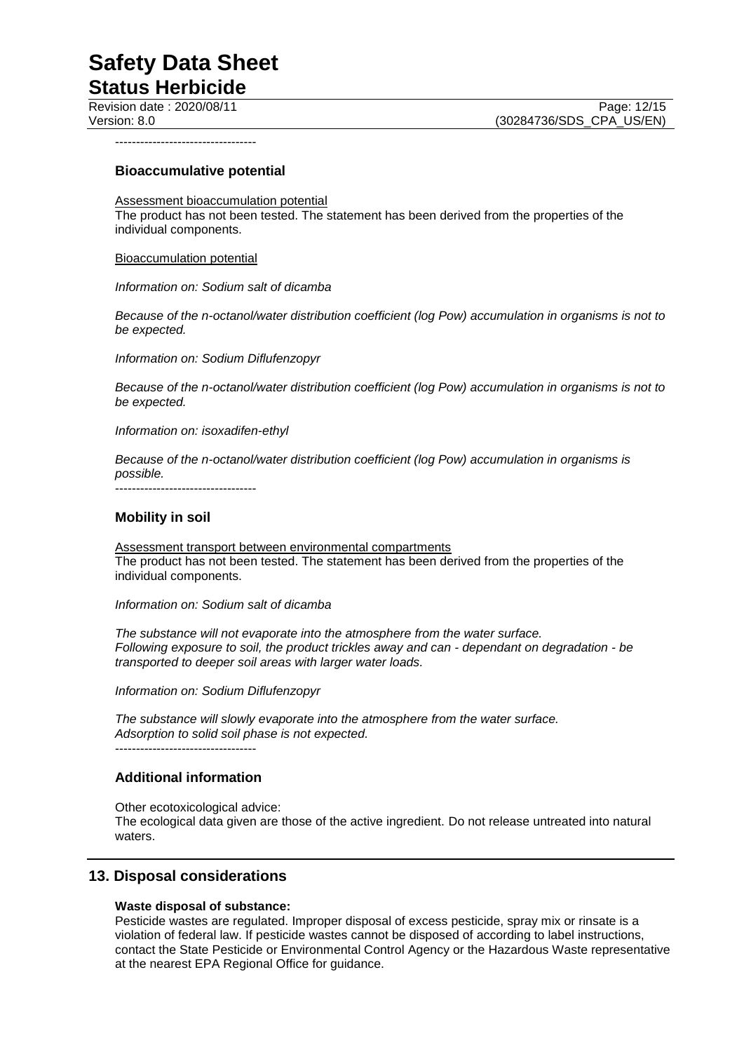----------------------------------

### Bioaccumulative potential

Assessment bioaccumulation potential
The product has not been tested. The statement has been derived from the properties of the individual components.

Bioaccumulation potential

*Information on: Sodium salt of dicamba*

*Because of the n-octanol/water distribution coefficient (log Pow) accumulation in organisms is not to be expected.*

*Information on: Sodium Diflufenzopyr*

*Because of the n-octanol/water distribution coefficient (log Pow) accumulation in organisms is not to be expected.*

*Information on: isoxadifen-ethyl*

*Because of the n-octanol/water distribution coefficient (log Pow) accumulation in organisms is possible.*

----------------------------------

### Mobility in soil

Assessment transport between environmental compartments
The product has not been tested. The statement has been derived from the properties of the individual components.

*Information on: Sodium salt of dicamba*

*The substance will not evaporate into the atmosphere from the water surface.*
*Following exposure to soil, the product trickles away and can - dependant on degradation - be transported to deeper soil areas with larger water loads.*

*Information on: Sodium Diflufenzopyr*

*The substance will slowly evaporate into the atmosphere from the water surface.*
*Adsorption to solid soil phase is not expected.*

----------------------------------

### Additional information

Other ecotoxicological advice:
The ecological data given are those of the active ingredient. Do not release untreated into natural waters.

## 13. Disposal considerations

**Waste disposal of substance:**
Pesticide wastes are regulated. Improper disposal of excess pesticide, spray mix or rinsate is a violation of federal law. If pesticide wastes cannot be disposed of according to label instructions, contact the State Pesticide or Environmental Control Agency or the Hazardous Waste representative at the nearest EPA Regional Office for guidance.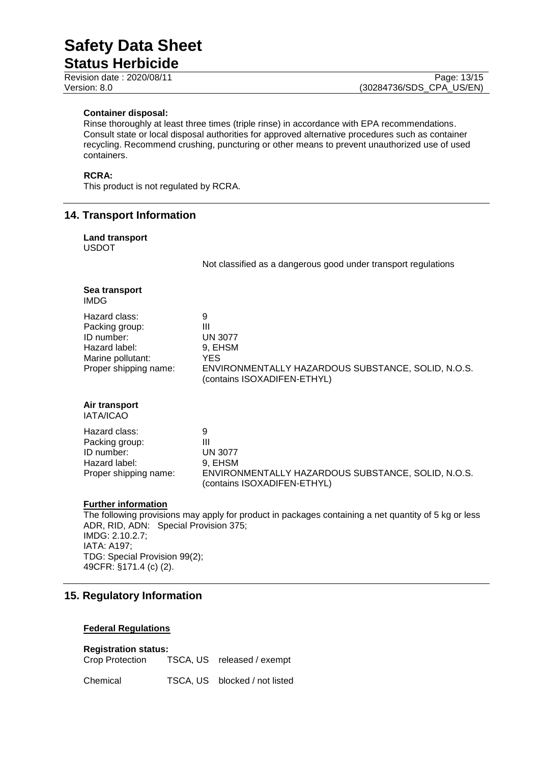**Container disposal:**
Rinse thoroughly at least three times (triple rinse) in accordance with EPA recommendations. Consult state or local disposal authorities for approved alternative procedures such as container recycling. Recommend crushing, puncturing or other means to prevent unauthorized use of used containers.

**RCRA:**
This product is not regulated by RCRA.

## 14. Transport Information

**Land transport**
USDOT

Not classified as a dangerous good under transport regulations

**Sea transport**
IMDG

| | |
|---|---|
| Hazard class: | 9 |
| Packing group: | III |
| ID number: | UN 3077 |
| Hazard label: | 9, EHSM |
| Marine pollutant: | YES |
| Proper shipping name: | ENVIRONMENTALLY HAZARDOUS SUBSTANCE, SOLID, N.O.S. (contains ISOXADIFEN-ETHYL) |

**Air transport**
IATA/ICAO

| | |
|---|---|
| Hazard class: | 9 |
| Packing group: | III |
| ID number: | UN 3077 |
| Hazard label: | 9, EHSM |
| Proper shipping name: | ENVIRONMENTALLY HAZARDOUS SUBSTANCE, SOLID, N.O.S. (contains ISOXADIFEN-ETHYL) |

**Further information**
The following provisions may apply for product in packages containing a net quantity of 5 kg or less
ADR, RID, ADN: Special Provision 375;
IMDG: 2.10.2.7;
IATA: A197;
TDG: Special Provision 99(2);
49CFR: §171.4 (c) (2).

## 15. Regulatory Information

**Federal Regulations**

**Registration status:**

| | | |
|---|---|---|
| Crop Protection | TSCA, US | released / exempt |
| Chemical | TSCA, US | blocked / not listed |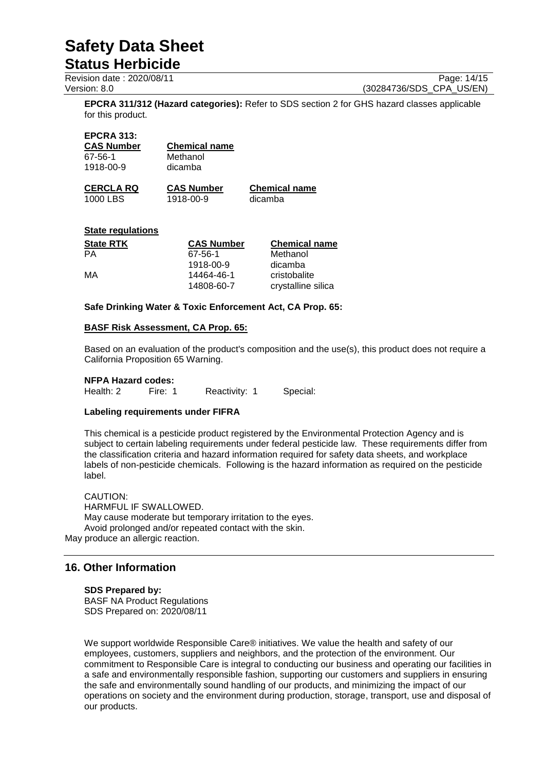**EPCRA 311/312 (Hazard categories):** Refer to SDS section 2 for GHS hazard classes applicable for this product.

**EPCRA 313:**

| CAS Number | Chemical name |
|---|---|
| 67-56-1 | Methanol |
| 1918-00-9 | dicamba |

| CERCLA RQ | CAS Number | Chemical name |
|---|---|---|
| 1000 LBS | 1918-00-9 | dicamba |

**State regulations**

| State RTK | CAS Number | Chemical name |
|---|---|---|
| PA | 67-56-1 | Methanol |
| | 1918-00-9 | dicamba |
| MA | 14464-46-1 | cristobalite |
| | 14808-60-7 | crystalline silica |

**Safe Drinking Water & Toxic Enforcement Act, CA Prop. 65:**

**BASF Risk Assessment, CA Prop. 65:**

Based on an evaluation of the product's composition and the use(s), this product does not require a California Proposition 65 Warning.

**NFPA Hazard codes:**

Health: 2 Fire: 1 Reactivity: 1 Special:

**Labeling requirements under FIFRA**

This chemical is a pesticide product registered by the Environmental Protection Agency and is subject to certain labeling requirements under federal pesticide law. These requirements differ from the classification criteria and hazard information required for safety data sheets, and workplace labels of non-pesticide chemicals. Following is the hazard information as required on the pesticide label.

CAUTION:
HARMFUL IF SWALLOWED.
May cause moderate but temporary irritation to the eyes.
Avoid prolonged and/or repeated contact with the skin.
May produce an allergic reaction.

## 16. Other Information

**SDS Prepared by:**
BASF NA Product Regulations
SDS Prepared on: 2020/08/11

We support worldwide Responsible Care® initiatives. We value the health and safety of our employees, customers, suppliers and neighbors, and the protection of the environment. Our commitment to Responsible Care is integral to conducting our business and operating our facilities in a safe and environmentally responsible fashion, supporting our customers and suppliers in ensuring the safe and environmentally sound handling of our products, and minimizing the impact of our operations on society and the environment during production, storage, transport, use and disposal of our products.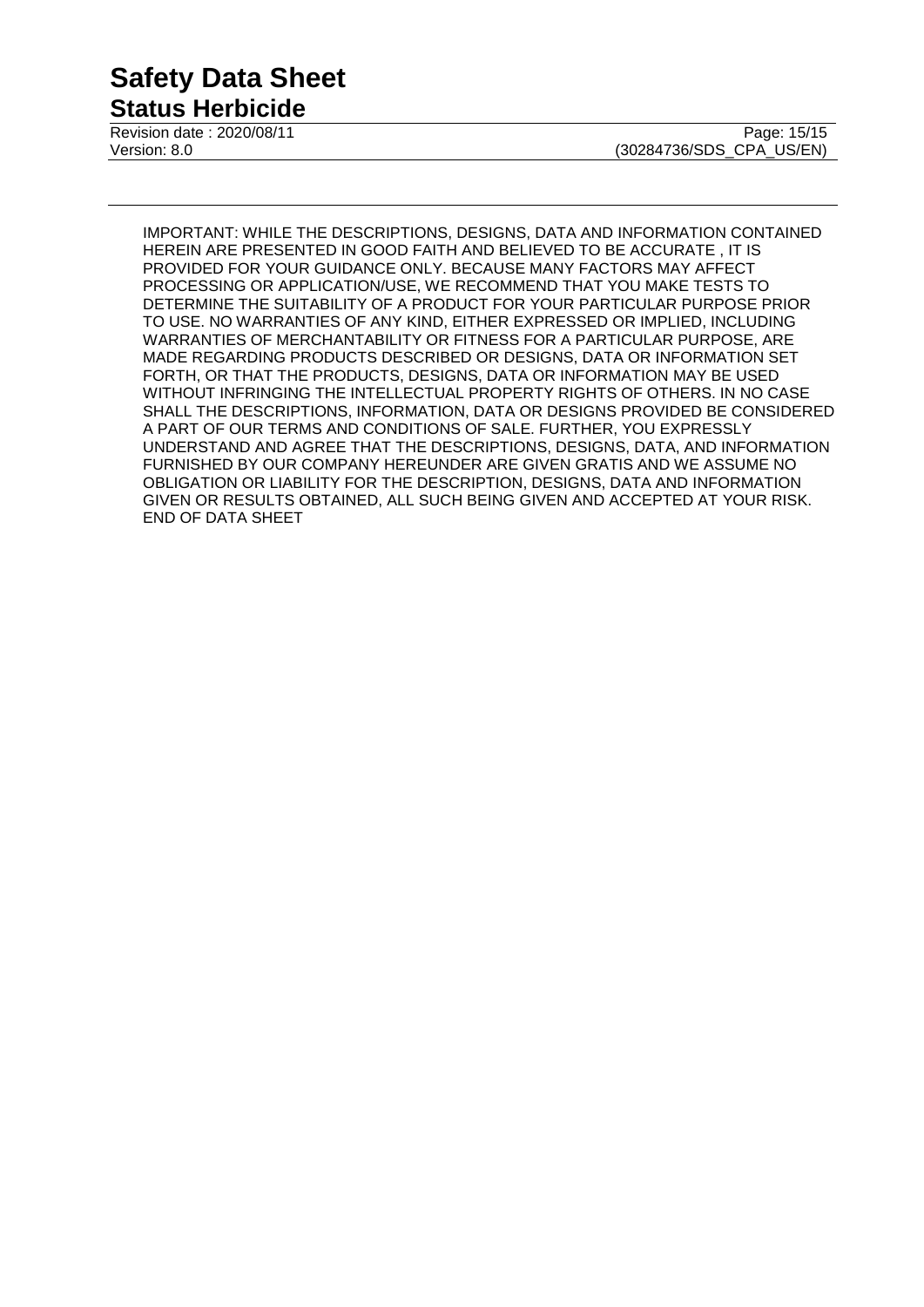IMPORTANT: WHILE THE DESCRIPTIONS, DESIGNS, DATA AND INFORMATION CONTAINED HEREIN ARE PRESENTED IN GOOD FAITH AND BELIEVED TO BE ACCURATE , IT IS PROVIDED FOR YOUR GUIDANCE ONLY. BECAUSE MANY FACTORS MAY AFFECT PROCESSING OR APPLICATION/USE, WE RECOMMEND THAT YOU MAKE TESTS TO DETERMINE THE SUITABILITY OF A PRODUCT FOR YOUR PARTICULAR PURPOSE PRIOR TO USE. NO WARRANTIES OF ANY KIND, EITHER EXPRESSED OR IMPLIED, INCLUDING WARRANTIES OF MERCHANTABILITY OR FITNESS FOR A PARTICULAR PURPOSE, ARE MADE REGARDING PRODUCTS DESCRIBED OR DESIGNS, DATA OR INFORMATION SET FORTH, OR THAT THE PRODUCTS, DESIGNS, DATA OR INFORMATION MAY BE USED WITHOUT INFRINGING THE INTELLECTUAL PROPERTY RIGHTS OF OTHERS. IN NO CASE SHALL THE DESCRIPTIONS, INFORMATION, DATA OR DESIGNS PROVIDED BE CONSIDERED A PART OF OUR TERMS AND CONDITIONS OF SALE. FURTHER, YOU EXPRESSLY UNDERSTAND AND AGREE THAT THE DESCRIPTIONS, DESIGNS, DATA, AND INFORMATION FURNISHED BY OUR COMPANY HEREUNDER ARE GIVEN GRATIS AND WE ASSUME NO OBLIGATION OR LIABILITY FOR THE DESCRIPTION, DESIGNS, DATA AND INFORMATION GIVEN OR RESULTS OBTAINED, ALL SUCH BEING GIVEN AND ACCEPTED AT YOUR RISK.
END OF DATA SHEET